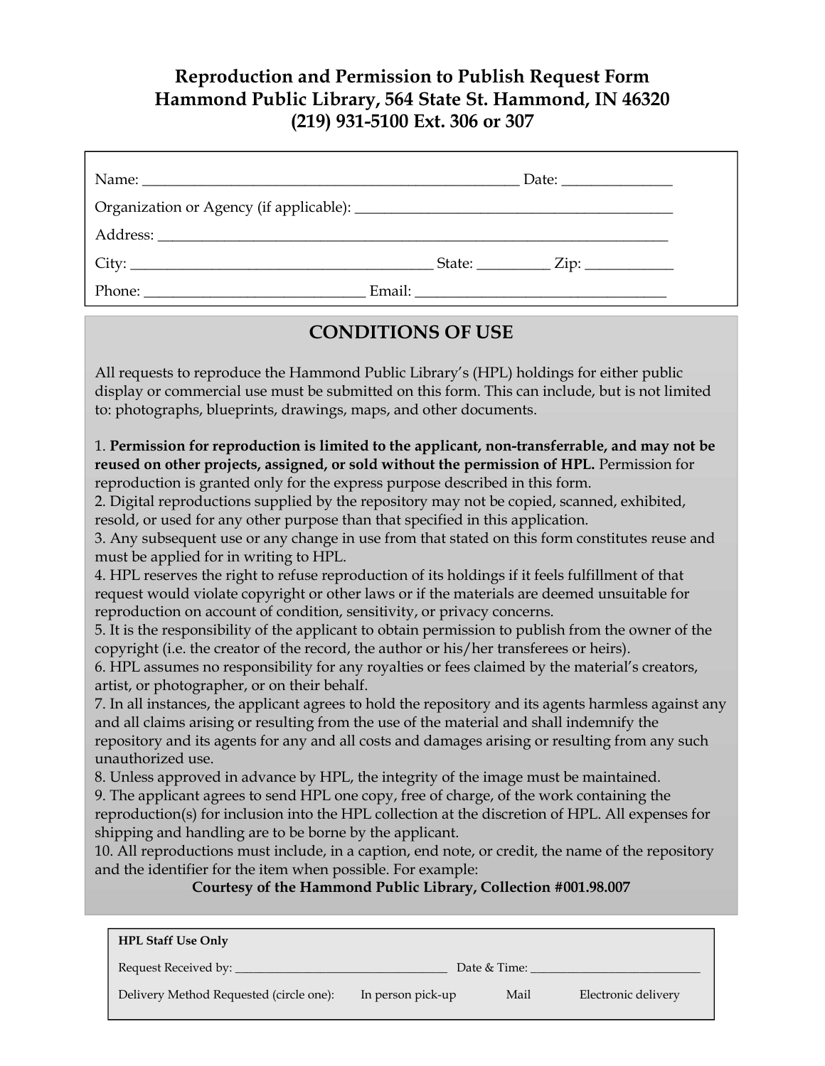# Reproduction and Permission to Publish Request Form
## Hammond Public Library, 564 State St. Hammond, IN 46320
## (219) 931-5100 Ext. 306 or 307

Name: ____________________________________________________ Date: _______________

Organization or Agency (if applicable): ____________________________________________

Address: _________________________________________________________________________

City: __________________________________________ State: __________ Zip: ____________

Phone: ______________________________ Email: __________________________________

## CONDITIONS OF USE

All requests to reproduce the Hammond Public Library's (HPL) holdings for either public display or commercial use must be submitted on this form. This can include, but is not limited to: photographs, blueprints, drawings, maps, and other documents.

1. **Permission for reproduction is limited to the applicant, non-transferrable, and may not be reused on other projects, assigned, or sold without the permission of HPL.** Permission for reproduction is granted only for the express purpose described in this form.
2. Digital reproductions supplied by the repository may not be copied, scanned, exhibited, resold, or used for any other purpose than that specified in this application.
3. Any subsequent use or any change in use from that stated on this form constitutes reuse and must be applied for in writing to HPL.
4. HPL reserves the right to refuse reproduction of its holdings if it feels fulfillment of that request would violate copyright or other laws or if the materials are deemed unsuitable for reproduction on account of condition, sensitivity, or privacy concerns.
5. It is the responsibility of the applicant to obtain permission to publish from the owner of the copyright (i.e. the creator of the record, the author or his/her transferees or heirs).
6. HPL assumes no responsibility for any royalties or fees claimed by the material's creators, artist, or photographer, or on their behalf.
7. In all instances, the applicant agrees to hold the repository and its agents harmless against any and all claims arising or resulting from the use of the material and shall indemnify the repository and its agents for any and all costs and damages arising or resulting from any such unauthorized use.
8. Unless approved in advance by HPL, the integrity of the image must be maintained.
9. The applicant agrees to send HPL one copy, free of charge, of the work containing the reproduction(s) for inclusion into the HPL collection at the discretion of HPL. All expenses for shipping and handling are to be borne by the applicant.
10. All reproductions must include, in a caption, end note, or credit, the name of the repository and the identifier for the item when possible. For example:

**Courtesy of the Hammond Public Library, Collection #001.98.007**

**HPL Staff Use Only**

Request Received by: ___________________________________ Date & Time: ____________________________

Delivery Method Requested (circle one): In person pick-up Mail Electronic delivery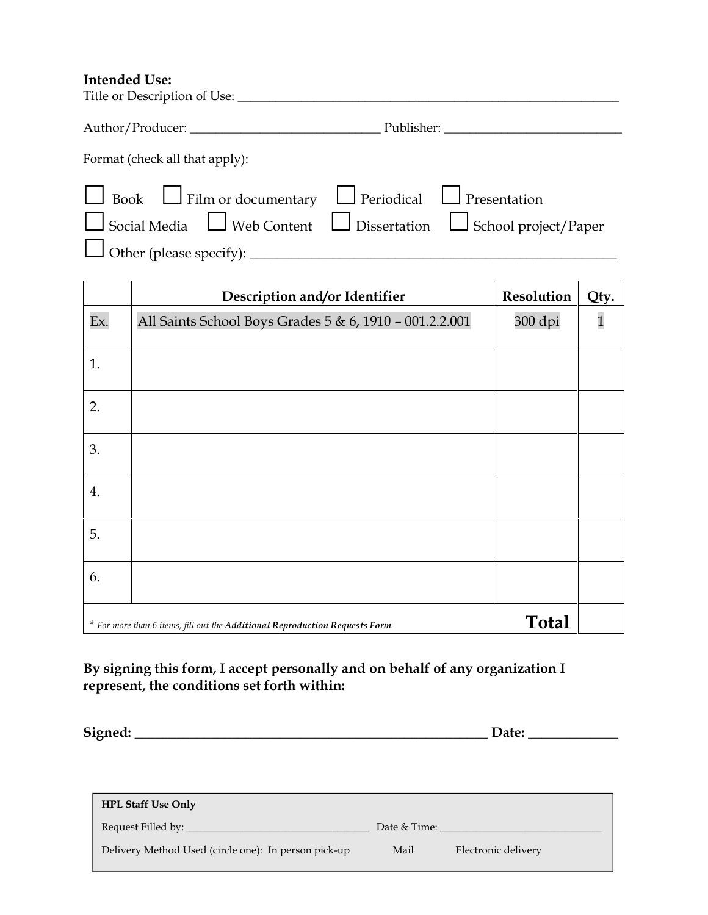**Intended Use:**

Title or Description of Use: ___________________________________________________________

Author/Producer: _____________________________ Publisher: ___________________________

Format (check all that apply):

☐ Book ☐ Film or documentary ☐ Periodical ☐ Presentation

☐ Social Media ☐ Web Content ☐ Dissertation ☐ School project/Paper

☐ Other (please specify): _______________________________________________________

| | Description and/or Identifier | Resolution | Qty. |
|---|---|---|---|
| Ex. | All Saints School Boys Grades 5 & 6, 1910 – 001.2.2.001 | 300 dpi | 1 |
| 1. | | | |
| 2. | | | |
| 3. | | | |
| 4. | | | |
| 5. | | | |
| 6. | | | |
| * *For more than 6 items, fill out the* ***Additional Reproduction Requests Form*** | | **Total** | |

**By signing this form, I accept personally and on behalf of any organization I represent, the conditions set forth within:**

**Signed:** ___________________________________________________ **Date:** _____________

**HPL Staff Use Only**

Request Filled by: __________________________________ Date & Time: ______________________________

Delivery Method Used (circle one): In person pick-up Mail Electronic delivery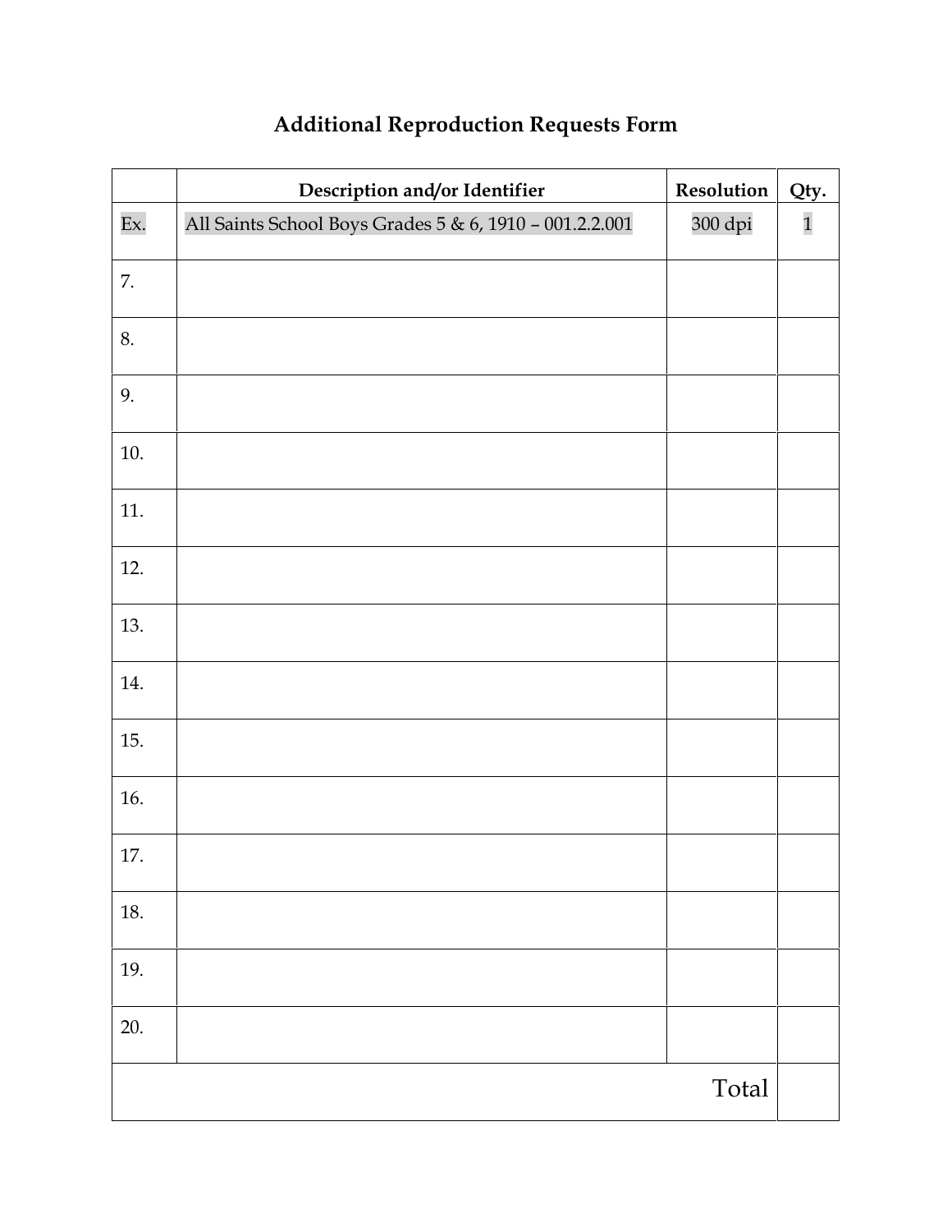# Additional Reproduction Requests Form

| | Description and/or Identifier | Resolution | Qty. |
|---|---|---|---|
| Ex. | All Saints School Boys Grades 5 & 6, 1910 – 001.2.2.001 | 300 dpi | 1 |
| 7. | | | |
| 8. | | | |
| 9. | | | |
| 10. | | | |
| 11. | | | |
| 12. | | | |
| 13. | | | |
| 14. | | | |
| 15. | | | |
| 16. | | | |
| 17. | | | |
| 18. | | | |
| 19. | | | |
| 20. | | | |
| | | Total | |